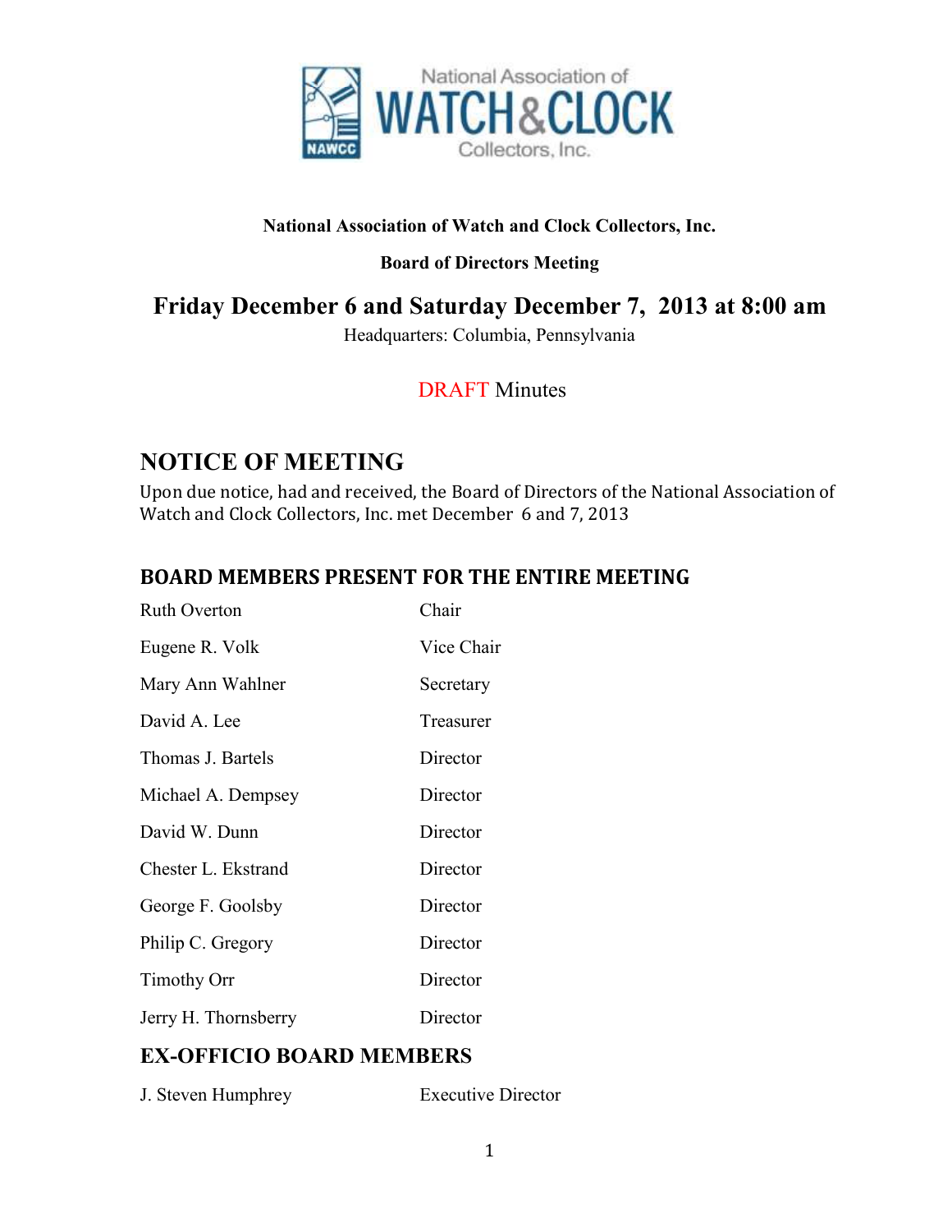**National Association of Watch and Clock Collectors, Inc.**

**Board of Directors Meeting**

# Friday December 6 and Saturday December 7, 2013 at 8:00 am

Headquarters: Columbia, Pennsylvania

DRAFT Minutes

## NOTICE OF MEETING

Upon due notice, had and received, the Board of Directors of the National Association of Watch and Clock Collectors, Inc. met December 6 and 7, 2013

### BOARD MEMBERS PRESENT FOR THE ENTIRE MEETING

| | |
|---|---|
| Ruth Overton | Chair |
| Eugene R. Volk | Vice Chair |
| Mary Ann Wahlner | Secretary |
| David A. Lee | Treasurer |
| Thomas J. Bartels | Director |
| Michael A. Dempsey | Director |
| David W. Dunn | Director |
| Chester L. Ekstrand | Director |
| George F. Goolsby | Director |
| Philip C. Gregory | Director |
| Timothy Orr | Director |
| Jerry H. Thornsberry | Director |

## EX-OFFICIO BOARD MEMBERS

| | |
|---|---|
| J. Steven Humphrey | Executive Director |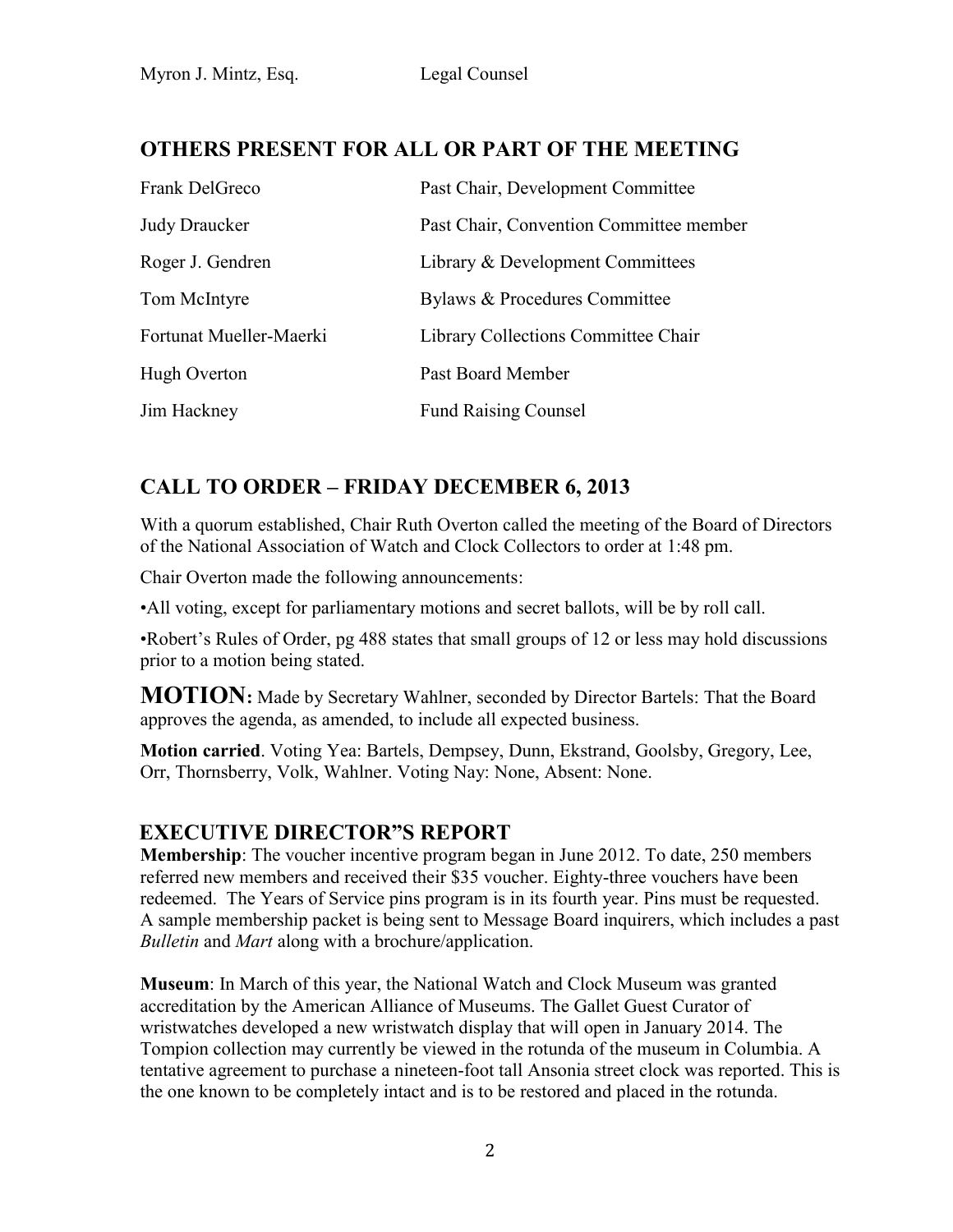| Myron J. Mintz, Esq. | Legal Counsel |
|---|---|

## OTHERS PRESENT FOR ALL OR PART OF THE MEETING

| Name | Role |
|---|---|
| Frank DelGreco | Past Chair, Development Committee |
| Judy Draucker | Past Chair, Convention Committee member |
| Roger J. Gendren | Library & Development Committees |
| Tom McIntyre | Bylaws & Procedures Committee |
| Fortunat Mueller-Maerki | Library Collections Committee Chair |
| Hugh Overton | Past Board Member |
| Jim Hackney | Fund Raising Counsel |

## CALL TO ORDER – FRIDAY DECEMBER 6, 2013

With a quorum established, Chair Ruth Overton called the meeting of the Board of Directors of the National Association of Watch and Clock Collectors to order at 1:48 pm.

Chair Overton made the following announcements:

•All voting, except for parliamentary motions and secret ballots, will be by roll call.

•Robert's Rules of Order, pg 488 states that small groups of 12 or less may hold discussions prior to a motion being stated.

**MOTION:** Made by Secretary Wahlner, seconded by Director Bartels: That the Board approves the agenda, as amended, to include all expected business.

**Motion carried**. Voting Yea: Bartels, Dempsey, Dunn, Ekstrand, Goolsby, Gregory, Lee, Orr, Thornsberry, Volk, Wahlner. Voting Nay: None, Absent: None.

## EXECUTIVE DIRECTOR"S REPORT

**Membership**: The voucher incentive program began in June 2012. To date, 250 members referred new members and received their $35 voucher. Eighty-three vouchers have been redeemed. The Years of Service pins program is in its fourth year. Pins must be requested. A sample membership packet is being sent to Message Board inquirers, which includes a past *Bulletin* and *Mart* along with a brochure/application.

**Museum**: In March of this year, the National Watch and Clock Museum was granted accreditation by the American Alliance of Museums. The Gallet Guest Curator of wristwatches developed a new wristwatch display that will open in January 2014. The Tompion collection may currently be viewed in the rotunda of the museum in Columbia. A tentative agreement to purchase a nineteen-foot tall Ansonia street clock was reported. This is the one known to be completely intact and is to be restored and placed in the rotunda.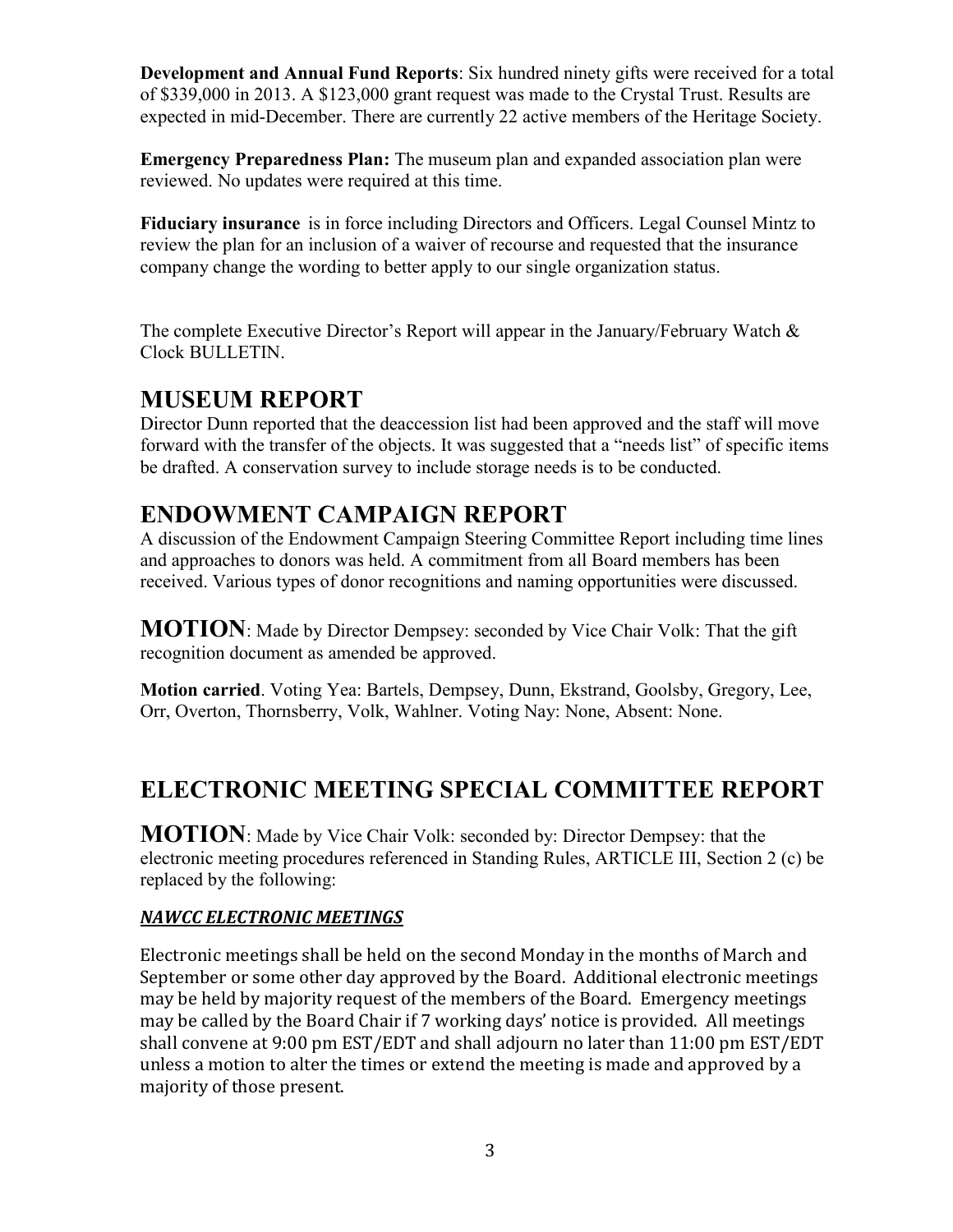**Development and Annual Fund Reports**: Six hundred ninety gifts were received for a total of $339,000 in 2013. A $123,000 grant request was made to the Crystal Trust. Results are expected in mid-December. There are currently 22 active members of the Heritage Society.

**Emergency Preparedness Plan:** The museum plan and expanded association plan were reviewed. No updates were required at this time.

**Fiduciary insurance** is in force including Directors and Officers. Legal Counsel Mintz to review the plan for an inclusion of a waiver of recourse and requested that the insurance company change the wording to better apply to our single organization status.

The complete Executive Director's Report will appear in the January/February Watch & Clock BULLETIN.

## MUSEUM REPORT

Director Dunn reported that the deaccession list had been approved and the staff will move forward with the transfer of the objects. It was suggested that a "needs list" of specific items be drafted. A conservation survey to include storage needs is to be conducted.

## ENDOWMENT CAMPAIGN REPORT

A discussion of the Endowment Campaign Steering Committee Report including time lines and approaches to donors was held. A commitment from all Board members has been received. Various types of donor recognitions and naming opportunities were discussed.

**MOTION**: Made by Director Dempsey: seconded by Vice Chair Volk: That the gift recognition document as amended be approved.

**Motion carried**. Voting Yea: Bartels, Dempsey, Dunn, Ekstrand, Goolsby, Gregory, Lee, Orr, Overton, Thornsberry, Volk, Wahlner. Voting Nay: None, Absent: None.

## ELECTRONIC MEETING SPECIAL COMMITTEE REPORT

**MOTION**: Made by Vice Chair Volk: seconded by: Director Dempsey: that the electronic meeting procedures referenced in Standing Rules, ARTICLE III, Section 2 (c) be replaced by the following:

***NAWCC ELECTRONIC MEETINGS***

Electronic meetings shall be held on the second Monday in the months of March and September or some other day approved by the Board. Additional electronic meetings may be held by majority request of the members of the Board. Emergency meetings may be called by the Board Chair if 7 working days' notice is provided. All meetings shall convene at 9:00 pm EST/EDT and shall adjourn no later than 11:00 pm EST/EDT unless a motion to alter the times or extend the meeting is made and approved by a majority of those present.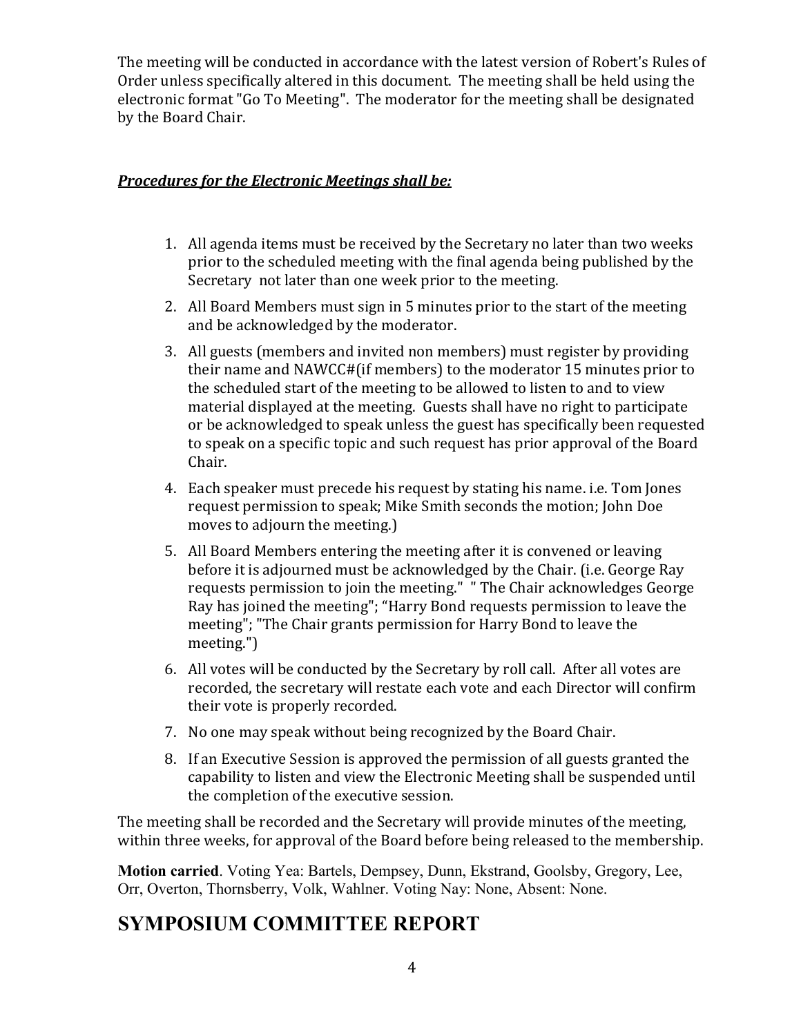The meeting will be conducted in accordance with the latest version of Robert's Rules of Order unless specifically altered in this document. The meeting shall be held using the electronic format "Go To Meeting". The moderator for the meeting shall be designated by the Board Chair.

***Procedures for the Electronic Meetings shall be:***

1. All agenda items must be received by the Secretary no later than two weeks prior to the scheduled meeting with the final agenda being published by the Secretary not later than one week prior to the meeting.
2. All Board Members must sign in 5 minutes prior to the start of the meeting and be acknowledged by the moderator.
3. All guests (members and invited non members) must register by providing their name and NAWCC#(if members) to the moderator 15 minutes prior to the scheduled start of the meeting to be allowed to listen to and to view material displayed at the meeting. Guests shall have no right to participate or be acknowledged to speak unless the guest has specifically been requested to speak on a specific topic and such request has prior approval of the Board Chair.
4. Each speaker must precede his request by stating his name. i.e. Tom Jones request permission to speak; Mike Smith seconds the motion; John Doe moves to adjourn the meeting.)
5. All Board Members entering the meeting after it is convened or leaving before it is adjourned must be acknowledged by the Chair. (i.e. George Ray requests permission to join the meeting." " The Chair acknowledges George Ray has joined the meeting"; "Harry Bond requests permission to leave the meeting"; "The Chair grants permission for Harry Bond to leave the meeting.")
6. All votes will be conducted by the Secretary by roll call. After all votes are recorded, the secretary will restate each vote and each Director will confirm their vote is properly recorded.
7. No one may speak without being recognized by the Board Chair.
8. If an Executive Session is approved the permission of all guests granted the capability to listen and view the Electronic Meeting shall be suspended until the completion of the executive session.

The meeting shall be recorded and the Secretary will provide minutes of the meeting, within three weeks, for approval of the Board before being released to the membership.

**Motion carried**. Voting Yea: Bartels, Dempsey, Dunn, Ekstrand, Goolsby, Gregory, Lee, Orr, Overton, Thornsberry, Volk, Wahlner. Voting Nay: None, Absent: None.

# SYMPOSIUM COMMITTEE REPORT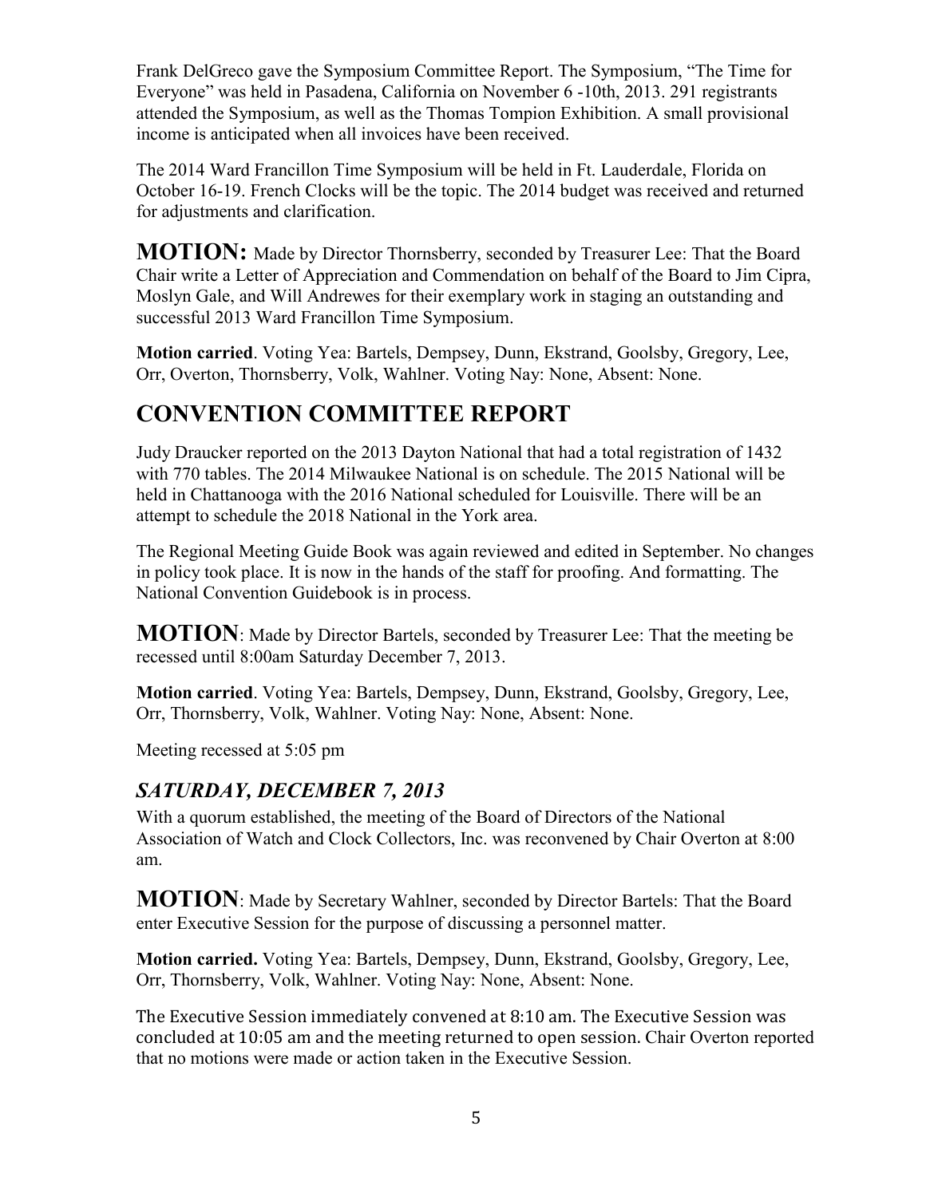Frank DelGreco gave the Symposium Committee Report. The Symposium, “The Time for Everyone” was held in Pasadena, California on November 6 -10th, 2013. 291 registrants attended the Symposium, as well as the Thomas Tompion Exhibition. A small provisional income is anticipated when all invoices have been received.

The 2014 Ward Francillon Time Symposium will be held in Ft. Lauderdale, Florida on October 16-19. French Clocks will be the topic. The 2014 budget was received and returned for adjustments and clarification.

**MOTION:** Made by Director Thornsberry, seconded by Treasurer Lee: That the Board Chair write a Letter of Appreciation and Commendation on behalf of the Board to Jim Cipra, Moslyn Gale, and Will Andrewes for their exemplary work in staging an outstanding and successful 2013 Ward Francillon Time Symposium.

**Motion carried**. Voting Yea: Bartels, Dempsey, Dunn, Ekstrand, Goolsby, Gregory, Lee, Orr, Overton, Thornsberry, Volk, Wahlner. Voting Nay: None, Absent: None.

## CONVENTION COMMITTEE REPORT

Judy Draucker reported on the 2013 Dayton National that had a total registration of 1432 with 770 tables. The 2014 Milwaukee National is on schedule. The 2015 National will be held in Chattanooga with the 2016 National scheduled for Louisville. There will be an attempt to schedule the 2018 National in the York area.

The Regional Meeting Guide Book was again reviewed and edited in September. No changes in policy took place. It is now in the hands of the staff for proofing. And formatting. The National Convention Guidebook is in process.

**MOTION**: Made by Director Bartels, seconded by Treasurer Lee: That the meeting be recessed until 8:00am Saturday December 7, 2013.

**Motion carried**. Voting Yea: Bartels, Dempsey, Dunn, Ekstrand, Goolsby, Gregory, Lee, Orr, Thornsberry, Volk, Wahlner. Voting Nay: None, Absent: None.

Meeting recessed at 5:05 pm

### *SATURDAY, DECEMBER 7, 2013*

With a quorum established, the meeting of the Board of Directors of the National Association of Watch and Clock Collectors, Inc. was reconvened by Chair Overton at 8:00 am.

**MOTION**: Made by Secretary Wahlner, seconded by Director Bartels: That the Board enter Executive Session for the purpose of discussing a personnel matter.

**Motion carried.** Voting Yea: Bartels, Dempsey, Dunn, Ekstrand, Goolsby, Gregory, Lee, Orr, Thornsberry, Volk, Wahlner. Voting Nay: None, Absent: None.

The Executive Session immediately convened at 8:10 am. The Executive Session was concluded at 10:05 am and the meeting returned to open session. Chair Overton reported that no motions were made or action taken in the Executive Session.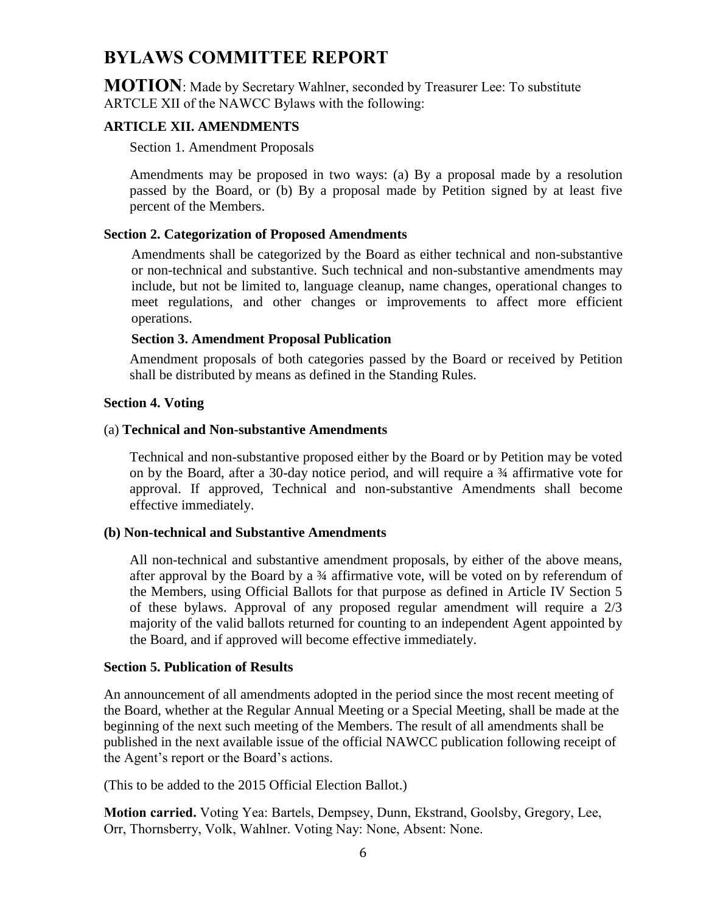# BYLAWS COMMITTEE REPORT

**MOTION**: Made by Secretary Wahlner, seconded by Treasurer Lee: To substitute ARTCLE XII of the NAWCC Bylaws with the following:

### ARTICLE XII. AMENDMENTS

Section 1. Amendment Proposals

Amendments may be proposed in two ways: (a) By a proposal made by a resolution passed by the Board, or (b) By a proposal made by Petition signed by at least five percent of the Members.

**Section 2. Categorization of Proposed Amendments**

Amendments shall be categorized by the Board as either technical and non-substantive or non-technical and substantive. Such technical and non-substantive amendments may include, but not be limited to, language cleanup, name changes, operational changes to meet regulations, and other changes or improvements to affect more efficient operations.

**Section 3. Amendment Proposal Publication**

Amendment proposals of both categories passed by the Board or received by Petition shall be distributed by means as defined in the Standing Rules.

**Section 4. Voting**

(a) **Technical and Non-substantive Amendments**

Technical and non-substantive proposed either by the Board or by Petition may be voted on by the Board, after a 30-day notice period, and will require a ¾ affirmative vote for approval. If approved, Technical and non-substantive Amendments shall become effective immediately.

**(b) Non-technical and Substantive Amendments**

All non-technical and substantive amendment proposals, by either of the above means, after approval by the Board by a ¾ affirmative vote, will be voted on by referendum of the Members, using Official Ballots for that purpose as defined in Article IV Section 5 of these bylaws. Approval of any proposed regular amendment will require a 2/3 majority of the valid ballots returned for counting to an independent Agent appointed by the Board, and if approved will become effective immediately.

**Section 5. Publication of Results**

An announcement of all amendments adopted in the period since the most recent meeting of the Board, whether at the Regular Annual Meeting or a Special Meeting, shall be made at the beginning of the next such meeting of the Members. The result of all amendments shall be published in the next available issue of the official NAWCC publication following receipt of the Agent's report or the Board's actions.

(This to be added to the 2015 Official Election Ballot.)

**Motion carried.** Voting Yea: Bartels, Dempsey, Dunn, Ekstrand, Goolsby, Gregory, Lee, Orr, Thornsberry, Volk, Wahlner. Voting Nay: None, Absent: None.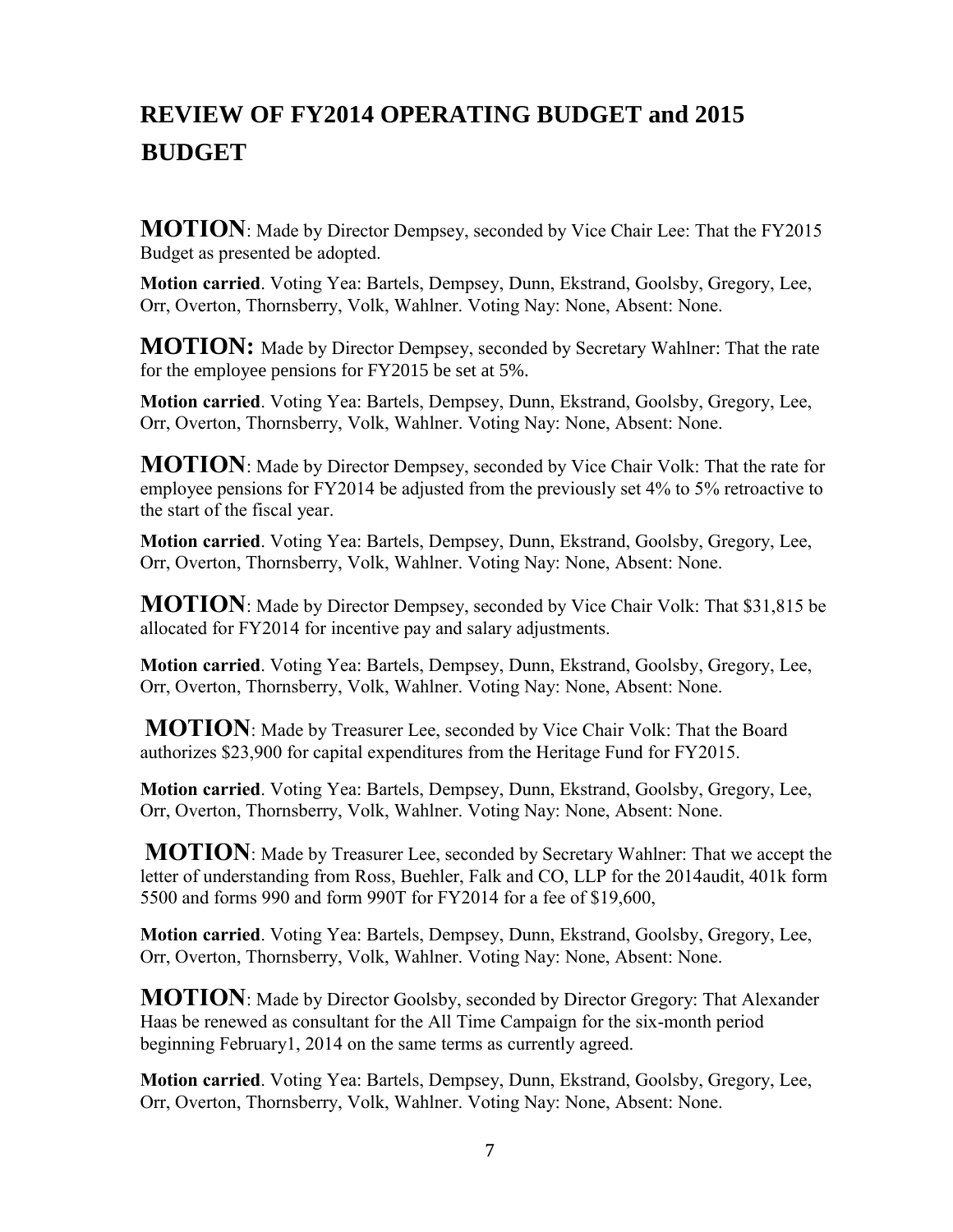# REVIEW OF FY2014 OPERATING BUDGET and 2015 BUDGET

**MOTION**: Made by Director Dempsey, seconded by Vice Chair Lee: That the FY2015 Budget as presented be adopted.

**Motion carried**. Voting Yea: Bartels, Dempsey, Dunn, Ekstrand, Goolsby, Gregory, Lee, Orr, Overton, Thornsberry, Volk, Wahlner. Voting Nay: None, Absent: None.

**MOTION:** Made by Director Dempsey, seconded by Secretary Wahlner: That the rate for the employee pensions for FY2015 be set at 5%.

**Motion carried**. Voting Yea: Bartels, Dempsey, Dunn, Ekstrand, Goolsby, Gregory, Lee, Orr, Overton, Thornsberry, Volk, Wahlner. Voting Nay: None, Absent: None.

**MOTION**: Made by Director Dempsey, seconded by Vice Chair Volk: That the rate for employee pensions for FY2014 be adjusted from the previously set 4% to 5% retroactive to the start of the fiscal year.

**Motion carried**. Voting Yea: Bartels, Dempsey, Dunn, Ekstrand, Goolsby, Gregory, Lee, Orr, Overton, Thornsberry, Volk, Wahlner. Voting Nay: None, Absent: None.

**MOTION**: Made by Director Dempsey, seconded by Vice Chair Volk: That $31,815 be allocated for FY2014 for incentive pay and salary adjustments.

**Motion carried**. Voting Yea: Bartels, Dempsey, Dunn, Ekstrand, Goolsby, Gregory, Lee, Orr, Overton, Thornsberry, Volk, Wahlner. Voting Nay: None, Absent: None.

**MOTION**: Made by Treasurer Lee, seconded by Vice Chair Volk: That the Board authorizes $23,900 for capital expenditures from the Heritage Fund for FY2015.

**Motion carried**. Voting Yea: Bartels, Dempsey, Dunn, Ekstrand, Goolsby, Gregory, Lee, Orr, Overton, Thornsberry, Volk, Wahlner. Voting Nay: None, Absent: None.

**MOTION**: Made by Treasurer Lee, seconded by Secretary Wahlner: That we accept the letter of understanding from Ross, Buehler, Falk and CO, LLP for the 2014audit, 401k form 5500 and forms 990 and form 990T for FY2014 for a fee of $19,600,

**Motion carried**. Voting Yea: Bartels, Dempsey, Dunn, Ekstrand, Goolsby, Gregory, Lee, Orr, Overton, Thornsberry, Volk, Wahlner. Voting Nay: None, Absent: None.

**MOTION**: Made by Director Goolsby, seconded by Director Gregory: That Alexander Haas be renewed as consultant for the All Time Campaign for the six-month period beginning February1, 2014 on the same terms as currently agreed.

**Motion carried**. Voting Yea: Bartels, Dempsey, Dunn, Ekstrand, Goolsby, Gregory, Lee, Orr, Overton, Thornsberry, Volk, Wahlner. Voting Nay: None, Absent: None.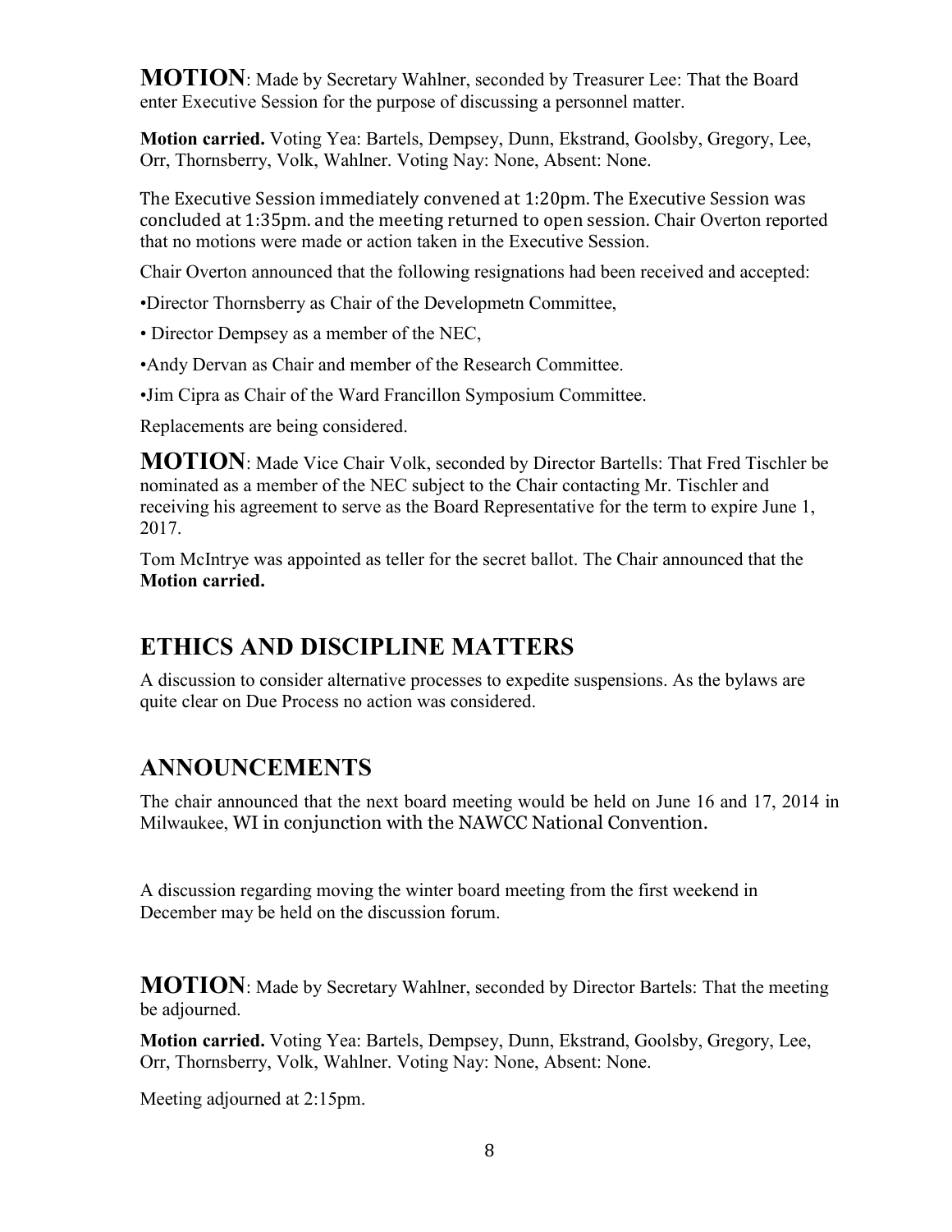**MOTION**: Made by Secretary Wahlner, seconded by Treasurer Lee: That the Board enter Executive Session for the purpose of discussing a personnel matter.

**Motion carried.** Voting Yea: Bartels, Dempsey, Dunn, Ekstrand, Goolsby, Gregory, Lee, Orr, Thornsberry, Volk, Wahlner. Voting Nay: None, Absent: None.

The Executive Session immediately convened at 1:20pm. The Executive Session was concluded at 1:35pm. and the meeting returned to open session. Chair Overton reported that no motions were made or action taken in the Executive Session.

Chair Overton announced that the following resignations had been received and accepted:

•Director Thornsberry as Chair of the Developmetn Committee,

• Director Dempsey as a member of the NEC,

•Andy Dervan as Chair and member of the Research Committee.

•Jim Cipra as Chair of the Ward Francillon Symposium Committee.

Replacements are being considered.

**MOTION**: Made Vice Chair Volk, seconded by Director Bartells: That Fred Tischler be nominated as a member of the NEC subject to the Chair contacting Mr. Tischler and receiving his agreement to serve as the Board Representative for the term to expire June 1, 2017.

Tom McIntrye was appointed as teller for the secret ballot. The Chair announced that the **Motion carried.**

## ETHICS AND DISCIPLINE MATTERS

A discussion to consider alternative processes to expedite suspensions. As the bylaws are quite clear on Due Process no action was considered.

## ANNOUNCEMENTS

The chair announced that the next board meeting would be held on June 16 and 17, 2014 in Milwaukee, WI in conjunction with the NAWCC National Convention.

A discussion regarding moving the winter board meeting from the first weekend in December may be held on the discussion forum.

**MOTION**: Made by Secretary Wahlner, seconded by Director Bartels: That the meeting be adjourned.

**Motion carried.** Voting Yea: Bartels, Dempsey, Dunn, Ekstrand, Goolsby, Gregory, Lee, Orr, Thornsberry, Volk, Wahlner. Voting Nay: None, Absent: None.

Meeting adjourned at 2:15pm.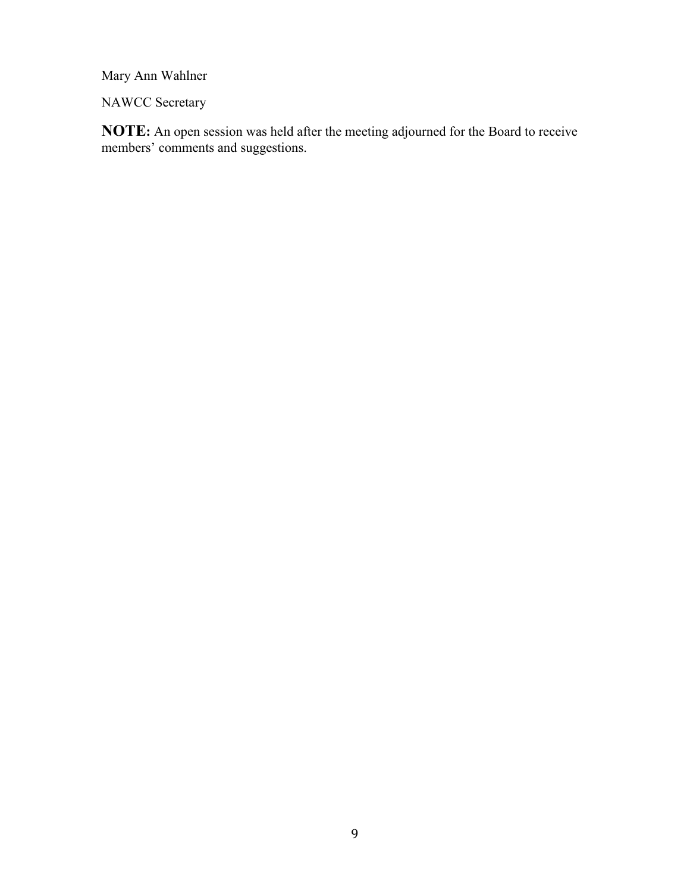Mary Ann Wahlner

NAWCC Secretary

**NOTE:** An open session was held after the meeting adjourned for the Board to receive members' comments and suggestions.